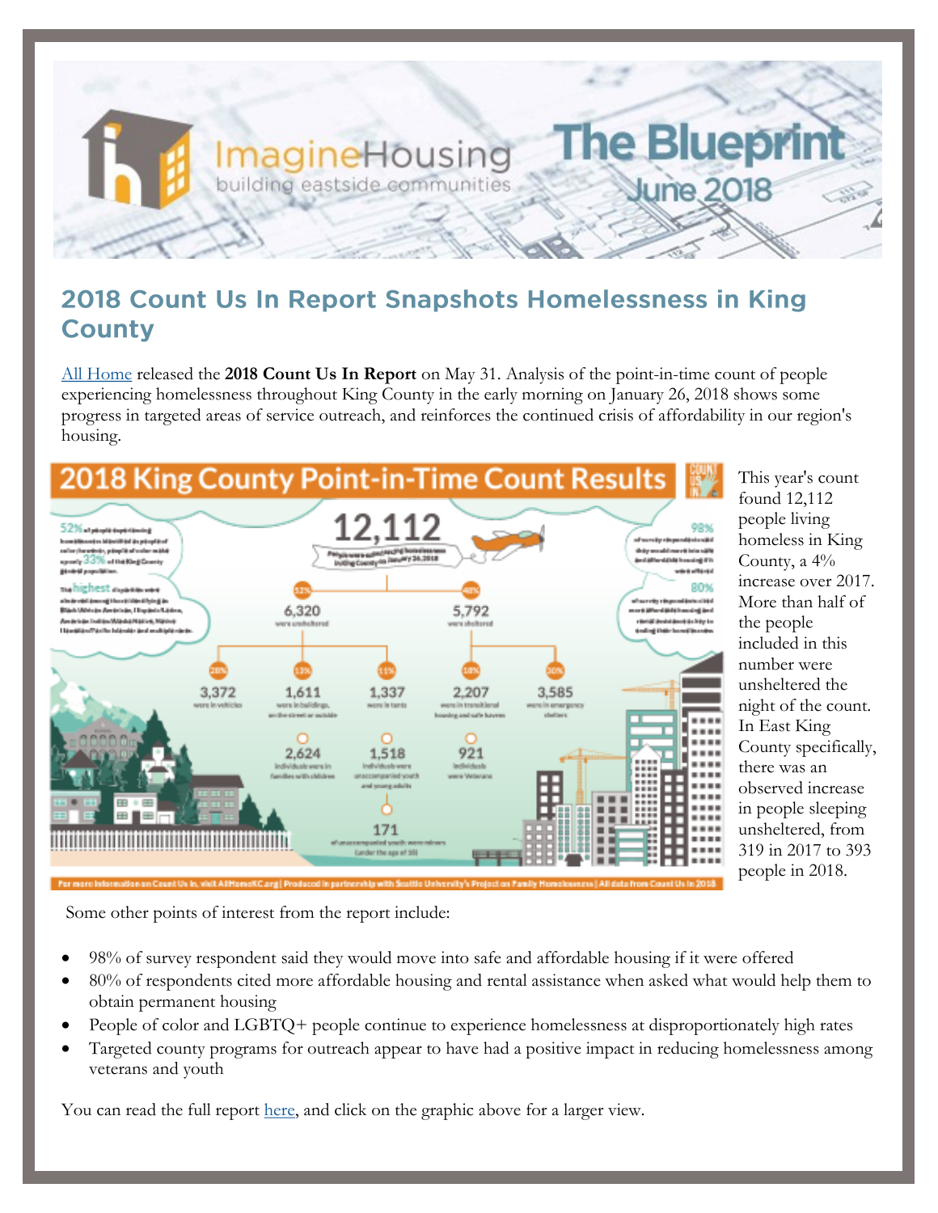# The Blueprint

## June 2018

ImagineHousing
building eastside communities

## 2018 Count Us In Report Snapshots Homelessness in King County

All Home released the **2018 Count Us In Report** on May 31. Analysis of the point-in-time count of people experiencing homelessness throughout King County in the early morning on January 26, 2018 shows some progress in targeted areas of service outreach, and reinforces the continued crisis of affordability in our region's housing.

This year's count found 12,112 people living homeless in King County, a 4% increase over 2017. More than half of the people included in this number were unsheltered the night of the count. In East King County specifically, there was an observed increase in people sleeping unsheltered, from 319 in 2017 to 393 people in 2018.

Some other points of interest from the report include:

- 98% of survey respondent said they would move into safe and affordable housing if it were offered
- 80% of respondents cited more affordable housing and rental assistance when asked what would help them to obtain permanent housing
- People of color and LGBTQ+ people continue to experience homelessness at disproportionately high rates
- Targeted county programs for outreach appear to have had a positive impact in reducing homelessness among veterans and youth

You can read the full report here, and click on the graphic above for a larger view.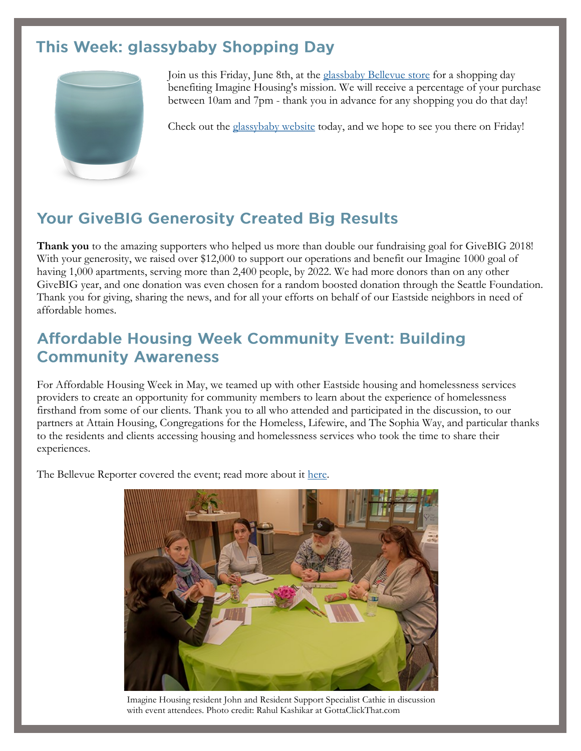## This Week: glassybaby Shopping Day

Join us this Friday, June 8th, at the glassbaby Bellevue store for a shopping day benefiting Imagine Housing's mission. We will receive a percentage of your purchase between 10am and 7pm - thank you in advance for any shopping you do that day!

Check out the glassybaby website today, and we hope to see you there on Friday!

## Your GiveBIG Generosity Created Big Results

**Thank you** to the amazing supporters who helped us more than double our fundraising goal for GiveBIG 2018! With your generosity, we raised over $12,000 to support our operations and benefit our Imagine 1000 goal of having 1,000 apartments, serving more than 2,400 people, by 2022. We had more donors than on any other GiveBIG year, and one donation was even chosen for a random boosted donation through the Seattle Foundation. Thank you for giving, sharing the news, and for all your efforts on behalf of our Eastside neighbors in need of affordable homes.

## Affordable Housing Week Community Event: Building Community Awareness

For Affordable Housing Week in May, we teamed up with other Eastside housing and homelessness services providers to create an opportunity for community members to learn about the experience of homelessness firsthand from some of our clients. Thank you to all who attended and participated in the discussion, to our partners at Attain Housing, Congregations for the Homeless, Lifewire, and The Sophia Way, and particular thanks to the residents and clients accessing housing and homelessness services who took the time to share their experiences.

The Bellevue Reporter covered the event; read more about it here.

Imagine Housing resident John and Resident Support Specialist Cathie in discussion with event attendees. Photo credit: Rahul Kashikar at GottaClickThat.com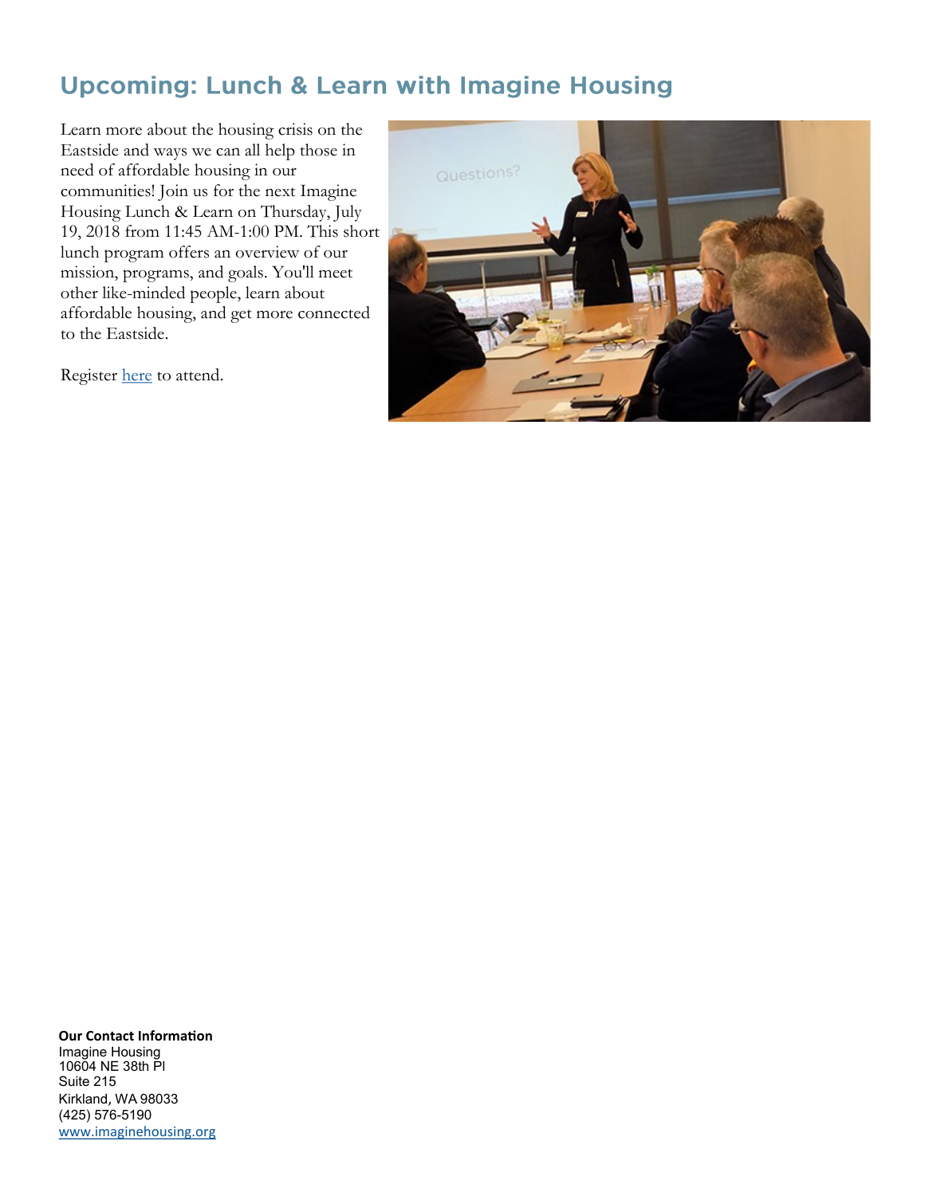## Upcoming: Lunch & Learn with Imagine Housing

Learn more about the housing crisis on the Eastside and ways we can all help those in need of affordable housing in our communities! Join us for the next Imagine Housing Lunch & Learn on Thursday, July 19, 2018 from 11:45 AM-1:00 PM. This short lunch program offers an overview of our mission, programs, and goals. You'll meet other like-minded people, learn about affordable housing, and get more connected to the Eastside.

Register here to attend.

**Our Contact Information**
Imagine Housing
10604 NE 38th Pl
Suite 215
Kirkland, WA 98033
(425) 576-5190
www.imaginehousing.org